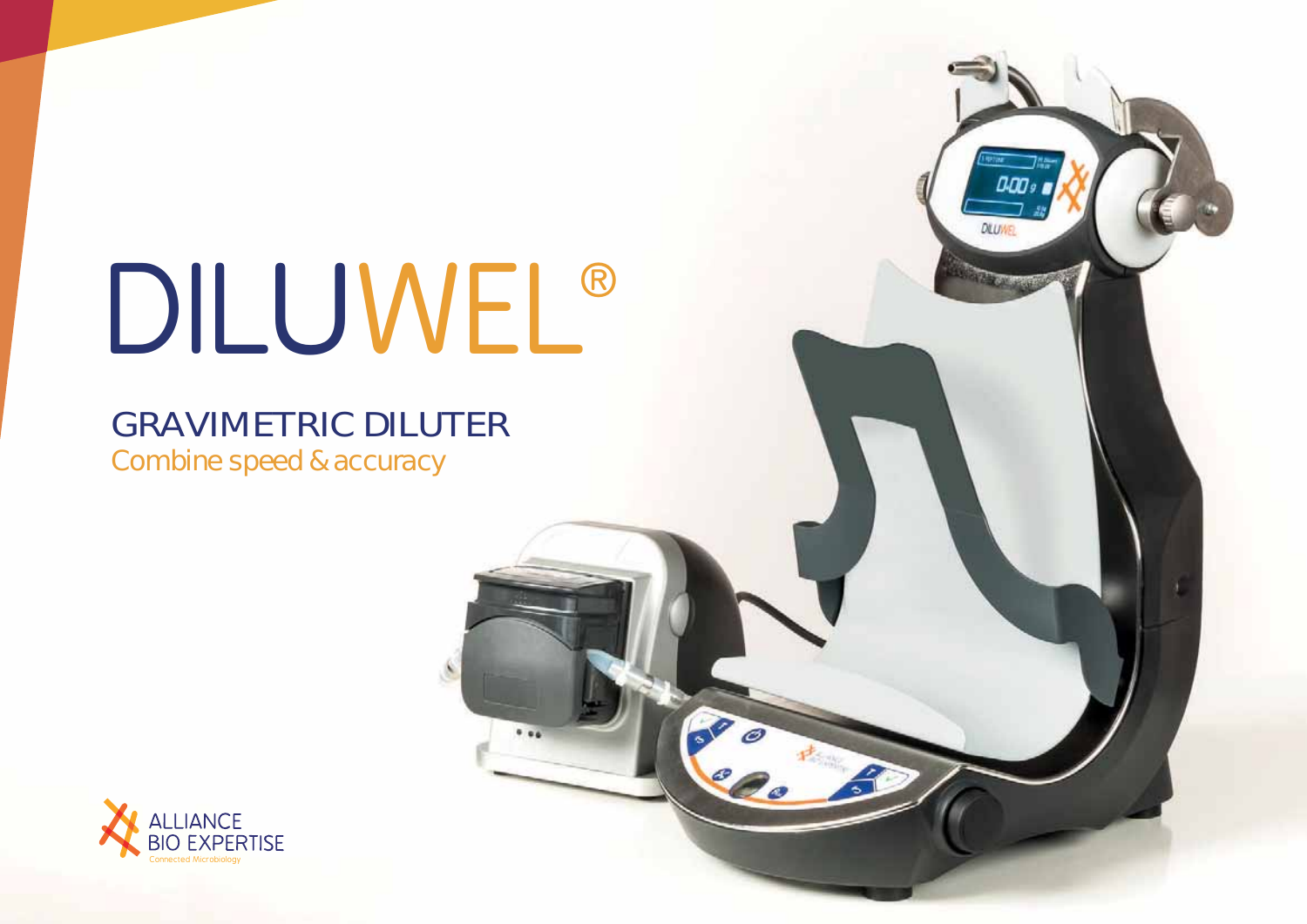# DILUWEL®

## GRAVIMETRIC DILUTER

Combine speed & accuracy

ALLIANCE BIO EXPERTISE

Connected Microbiology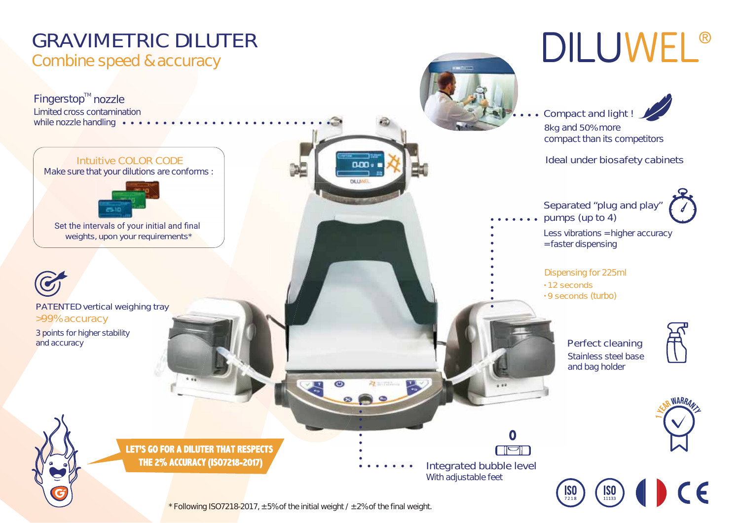# GRAVIMETRIC DILUTER

## Combine speed & accuracy

# DILUWEL®

**Fingerstop™ nozzle**
Limited cross contamination while nozzle handling

**Intuitive COLOR CODE**
Make sure that your dilutions are conforms :

Set the intervals of your initial and final weights, upon your requirements*

**PATENTED vertical weighing tray**
>99% accuracy
3 points for higher stability and accuracy

LET'S GO FOR A DILUTER THAT RESPECTS THE 2% ACCURACY (ISO7218-2017)

**Compact and light !**
8kg and 50% more compact than its competitors

Ideal under biosafety cabinets

**Separated "plug and play" pumps (up to 4)**
Less vibrations = higher accuracy = faster dispensing

Dispensing for 225ml
- 12 seconds
- 9 seconds (turbo)

**Perfect cleaning**
Stainless steel base and bag holder

1 YEAR WARRANTY

**Integrated bubble level**
With adjustable feet

ISO 7218 · ISO 11133 · CE

* Following ISO7218-2017, ±5% of the initial weight / ±2% of the final weight.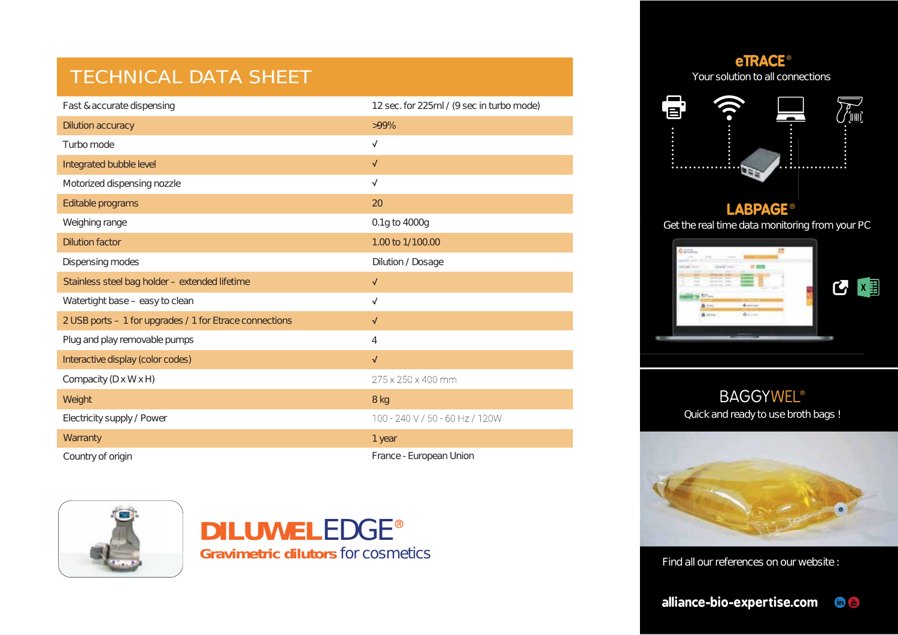# TECHNICAL DATA SHEET

| | |
|---|---|
| Fast & accurate dispensing | 12 sec. for 225ml / (9 sec in turbo mode) |
| Dilution accuracy | >99% |
| Turbo mode | √ |
| Integrated bubble level | √ |
| Motorized dispensing nozzle | √ |
| Editable programs | 20 |
| Weighing range | 0.1g to 4000g |
| Dilution factor | 1.00 to 1/100.00 |
| Dispensing modes | Dilution / Dosage |
| Stainless steel bag holder – extended lifetime | √ |
| Watertight base – easy to clean | √ |
| 2 USB ports – 1 for upgrades / 1 for Etrace connections | √ |
| Plug and play removable pumps | 4 |
| Interactive display (color codes) | √ |
| Compacity (D x W x H) | 275 x 250 x 400 mm |
| Weight | 8 kg |
| Electricity supply / Power | 100 - 240 V / 50 - 60 Hz / 120W |
| Warranty | 1 year |
| Country of origin | France - European Union |

**DILUWELEDGE®**
**Gravimetric dilutors** for cosmetics

## eTRACE®
Your solution to all connections

## LABPAGE®
Get the real time data monitoring from your PC

## BAGGYWEL®
Quick and ready to use broth bags !

Find all our references on our website :

**alliance-bio-expertise.com**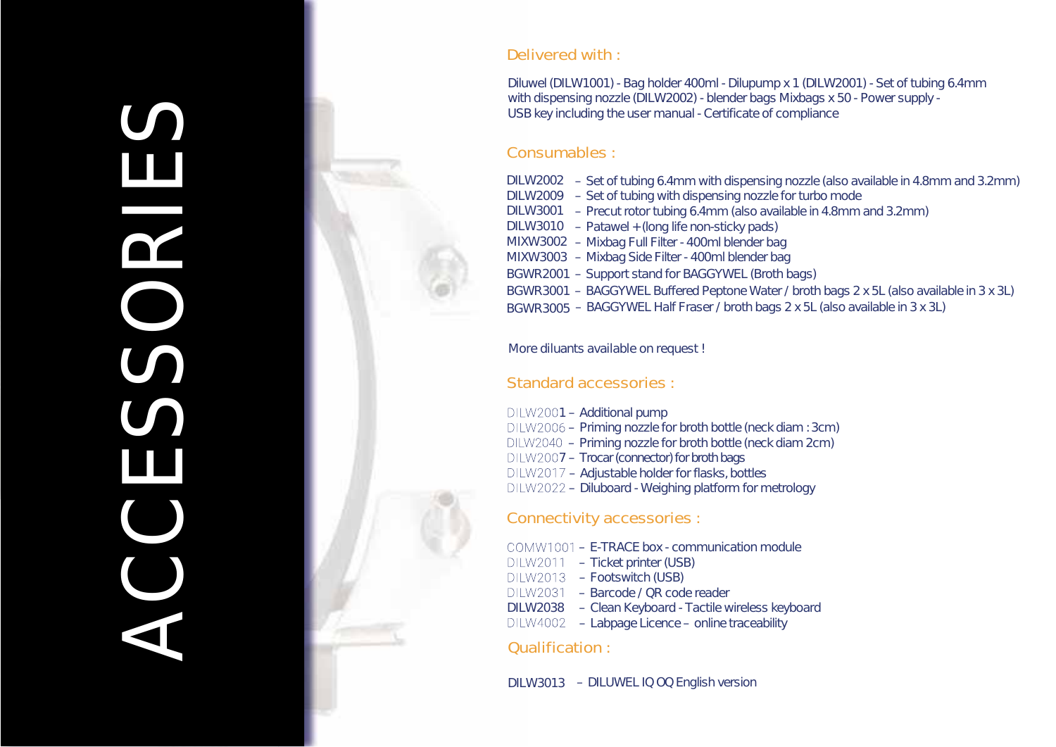# ACCESSORIES

## Delivered with :

Diluwel (DILW1001) - Bag holder 400ml - Dilupump x 1 (DILW2001) - Set of tubing 6.4mm with dispensing nozzle (DILW2002) - blender bags Mixbags x 50 - Power supply - USB key including the user manual - Certificate of compliance

## Consumables :

- DILW2002 – Set of tubing 6.4mm with dispensing nozzle (also available in 4.8mm and 3.2mm)
- DILW2009 – Set of tubing with dispensing nozzle for turbo mode
- DILW3001 – Precut rotor tubing 6.4mm (also available in 4.8mm and 3.2mm)
- DILW3010 – Patawel + (long life non-sticky pads)
- MIXW3002 – Mixbag Full Filter - 400ml blender bag
- MIXW3003 – Mixbag Side Filter - 400ml blender bag
- BGWR2001 – Support stand for BAGGYWEL (Broth bags)
- BGWR3001 – BAGGYWEL Buffered Peptone Water / broth bags 2 x 5L (also available in 3 x 3L)
- BGWR3005 – BAGGYWEL Half Fraser / broth bags 2 x 5L (also available in 3 x 3L)

More diluants available on request !

## Standard accessories :

- DILW2001 – Additional pump
- DILW2006 – Priming nozzle for broth bottle (neck diam : 3cm)
- DILW2040 – Priming nozzle for broth bottle (neck diam 2cm)
- DILW2007 – Trocar (connector) for broth bags
- DILW2017 – Adjustable holder for flasks, bottles
- DILW2022 – Diluboard - Weighing platform for metrology

## Connectivity accessories :

- COMW1001 – E-TRACE box - communication module
- DILW2011 – Ticket printer (USB)
- DILW2013 – Footswitch (USB)
- DILW2031 – Barcode / QR code reader
- DILW2038 – Clean Keyboard - Tactile wireless keyboard
- DILW4002 – Labpage Licence – online traceability

## Qualification :

- DILW3013 – DILUWEL IQ OQ English version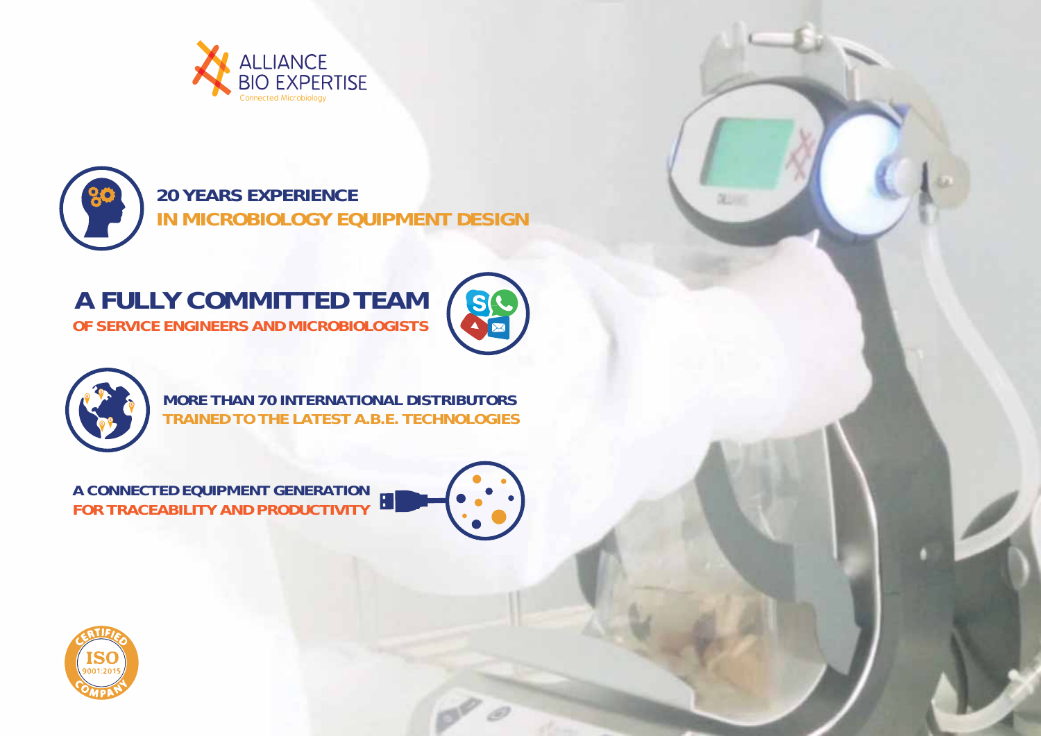ALLIANCE BIO EXPERTISE

Connected Microbiology

## 20 YEARS EXPERIENCE
## IN MICROBIOLOGY EQUIPMENT DESIGN

## A FULLY COMMITTED TEAM
### OF SERVICE ENGINEERS AND MICROBIOLOGISTS

**MORE THAN 70 INTERNATIONAL DISTRIBUTORS**
**TRAINED TO THE LATEST A.B.E. TECHNOLOGIES**

**A CONNECTED EQUIPMENT GENERATION**
**FOR TRACEABILITY AND PRODUCTIVITY**

CERTIFIED ISO 9001:2015 COMPANY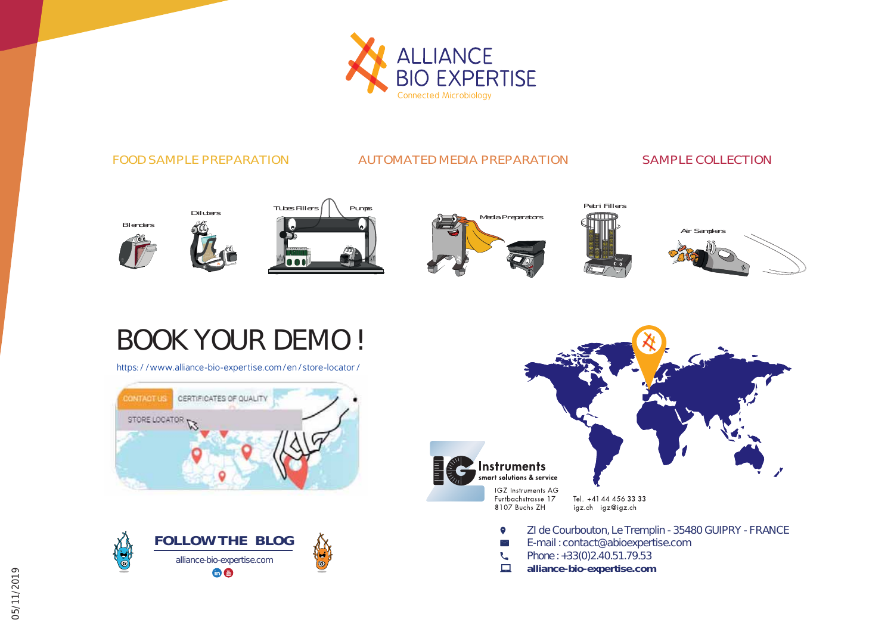ALLIANCE BIO EXPERTISE

Connected Microbiology

FOOD SAMPLE PREPARATION

AUTOMATED MEDIA PREPARATION

SAMPLE COLLECTION

Blenders

Diluters

Tubes Fillers

Pumps

Media Preparators

Petri Fillers

Air Samplers

# BOOK YOUR DEMO !

https://www.alliance-bio-expertise.com/en/store-locator/

CONTACT US

CERTIFICATES OF QUALITY

STORE LOCATOR

Instruments
smart solutions & service

IGZ Instruments AG
Furtbachstrasse 17
8107 Buchs ZH

Tel. +41 44 456 33 33
igz.ch igz@igz.ch

**FOLLOW THE BLOG**

alliance-bio-expertise.com

- ZI de Courbouton, Le Tremplin - 35480 GUIPRY - FRANCE
- E-mail : contact@abioexpertise.com
- Phone : +33(0)2.40.51.79.53
- **alliance-bio-expertise.com**

05/11/2019